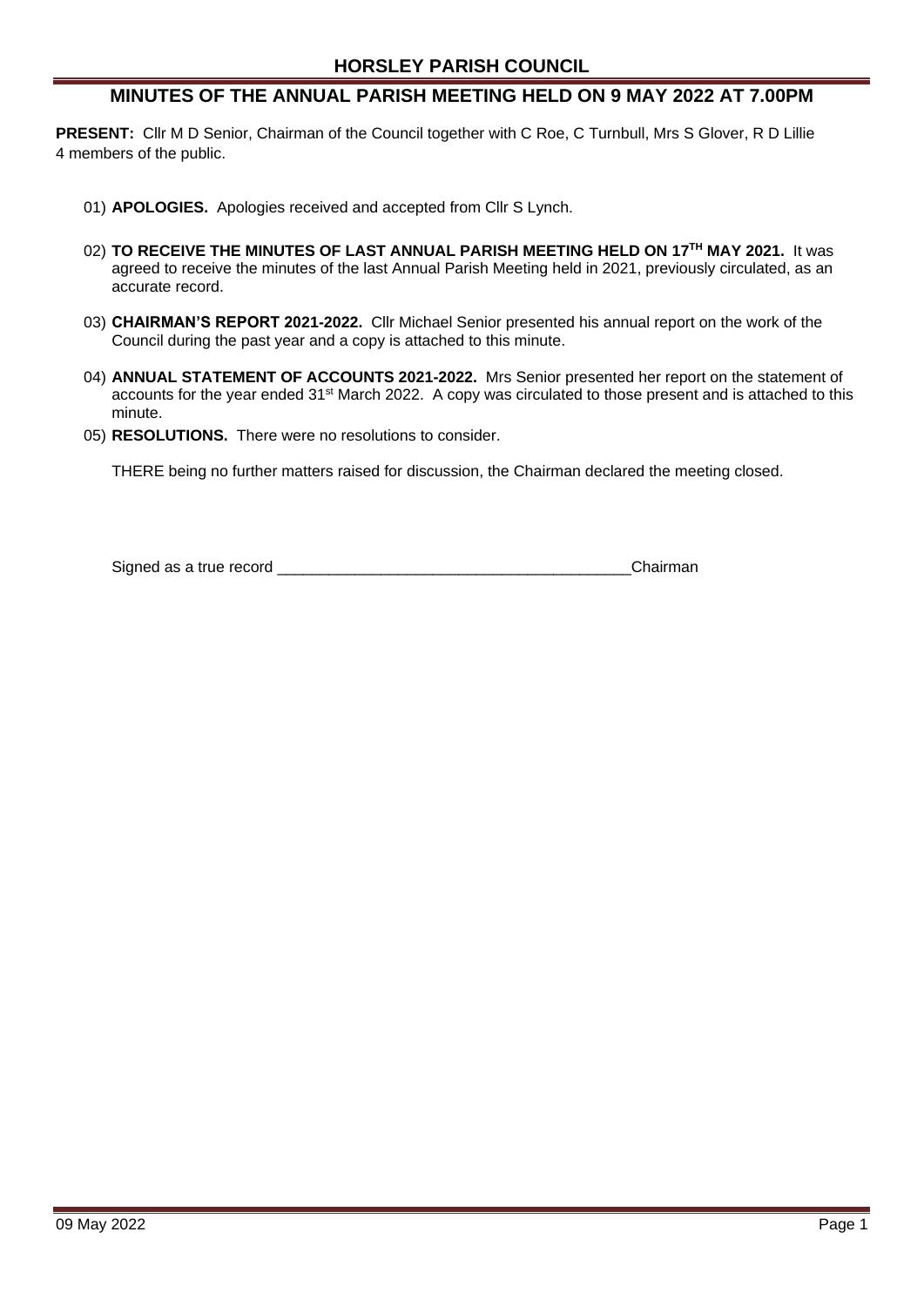# HORSLEY PARISH COUNCIL

## MINUTES OF THE ANNUAL PARISH MEETING HELD ON 9 MAY 2022 AT 7.00PM

**PRESENT:** Cllr M D Senior, Chairman of the Council together with C Roe, C Turnbull, Mrs S Glover, R D Lillie
4 members of the public.

01) **APOLOGIES.** Apologies received and accepted from Cllr S Lynch.

02) **TO RECEIVE THE MINUTES OF LAST ANNUAL PARISH MEETING HELD ON 17TH MAY 2021.** It was agreed to receive the minutes of the last Annual Parish Meeting held in 2021, previously circulated, as an accurate record.

03) **CHAIRMAN'S REPORT 2021-2022.** Cllr Michael Senior presented his annual report on the work of the Council during the past year and a copy is attached to this minute.

04) **ANNUAL STATEMENT OF ACCOUNTS 2021-2022.** Mrs Senior presented her report on the statement of accounts for the year ended 31st March 2022. A copy was circulated to those present and is attached to this minute.

05) **RESOLUTIONS.** There were no resolutions to consider.

THERE being no further matters raised for discussion, the Chairman declared the meeting closed.

Signed as a true record __________________________________________Chairman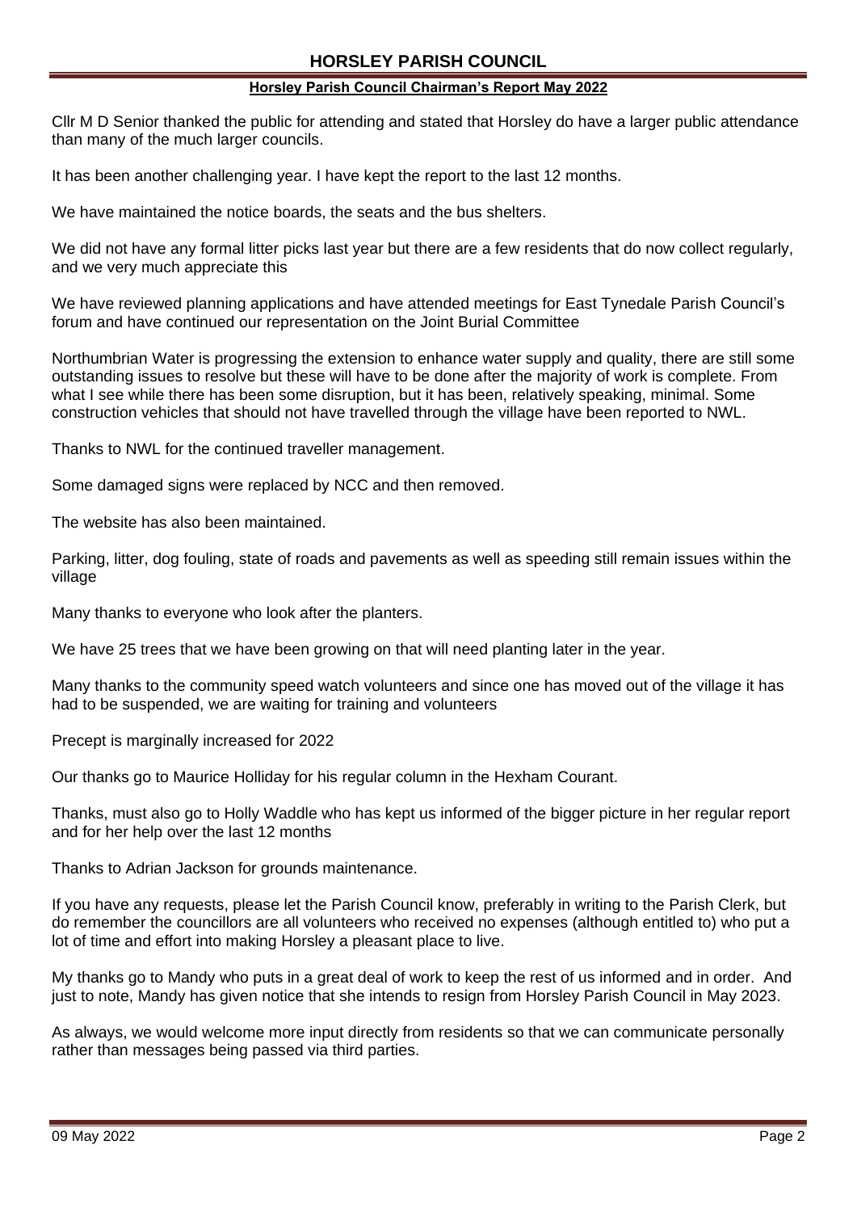# HORSLEY PARISH COUNCIL

## Horsley Parish Council Chairman's Report May 2022

Cllr M D Senior thanked the public for attending and stated that Horsley do have a larger public attendance than many of the much larger councils.

It has been another challenging year. I have kept the report to the last 12 months.

We have maintained the notice boards, the seats and the bus shelters.

We did not have any formal litter picks last year but there are a few residents that do now collect regularly, and we very much appreciate this

We have reviewed planning applications and have attended meetings for East Tynedale Parish Council's forum and have continued our representation on the Joint Burial Committee

Northumbrian Water is progressing the extension to enhance water supply and quality, there are still some outstanding issues to resolve but these will have to be done after the majority of work is complete. From what I see while there has been some disruption, but it has been, relatively speaking, minimal. Some construction vehicles that should not have travelled through the village have been reported to NWL.

Thanks to NWL for the continued traveller management.

Some damaged signs were replaced by NCC and then removed.

The website has also been maintained.

Parking, litter, dog fouling, state of roads and pavements as well as speeding still remain issues within the village

Many thanks to everyone who look after the planters.

We have 25 trees that we have been growing on that will need planting later in the year.

Many thanks to the community speed watch volunteers and since one has moved out of the village it has had to be suspended, we are waiting for training and volunteers

Precept is marginally increased for 2022

Our thanks go to Maurice Holliday for his regular column in the Hexham Courant.

Thanks, must also go to Holly Waddle who has kept us informed of the bigger picture in her regular report and for her help over the last 12 months

Thanks to Adrian Jackson for grounds maintenance.

If you have any requests, please let the Parish Council know, preferably in writing to the Parish Clerk, but do remember the councillors are all volunteers who received no expenses (although entitled to) who put a lot of time and effort into making Horsley a pleasant place to live.

My thanks go to Mandy who puts in a great deal of work to keep the rest of us informed and in order. And just to note, Mandy has given notice that she intends to resign from Horsley Parish Council in May 2023.

As always, we would welcome more input directly from residents so that we can communicate personally rather than messages being passed via third parties.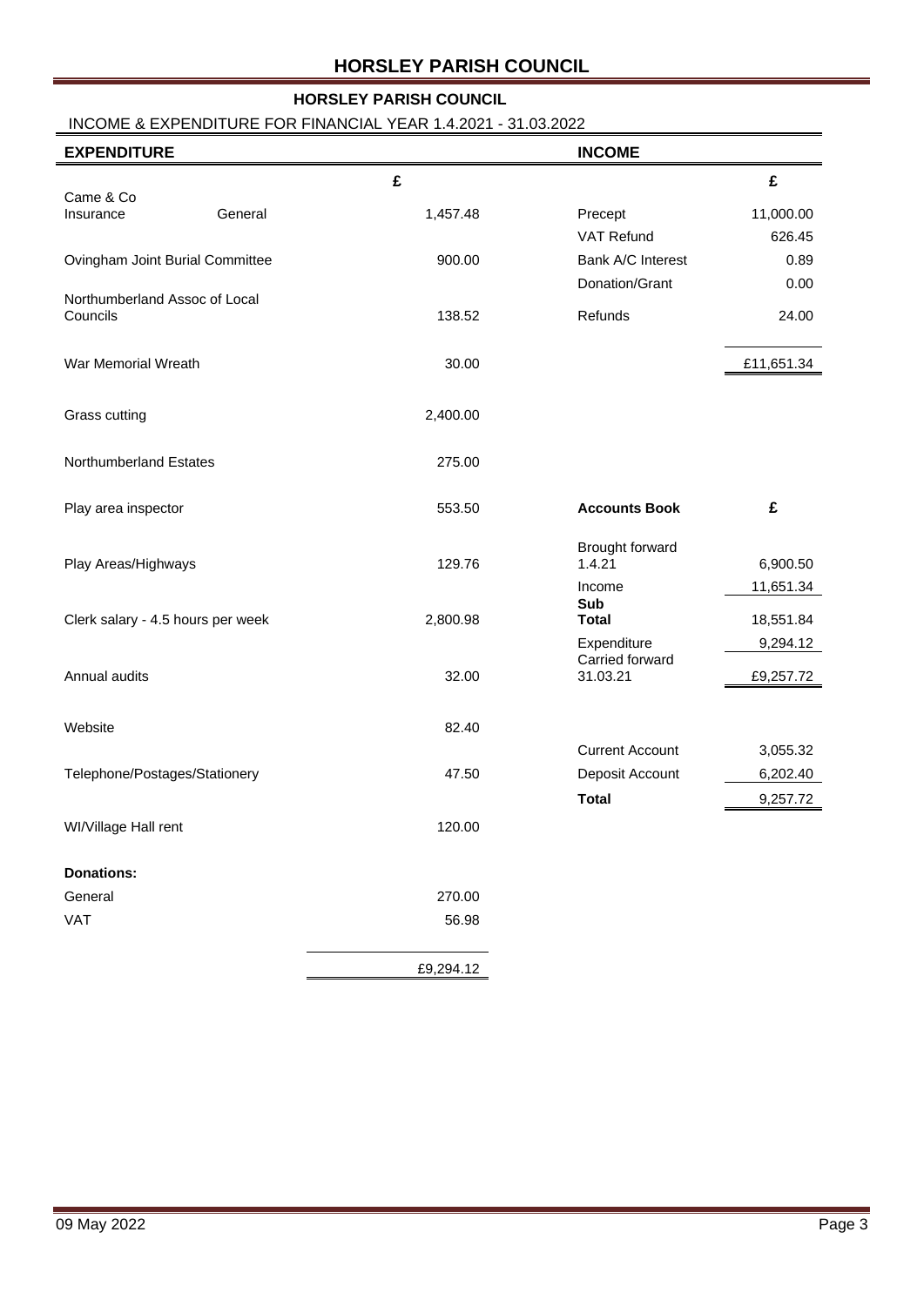## HORSLEY PARISH COUNCIL

### HORSLEY PARISH COUNCIL

INCOME & EXPENDITURE FOR FINANCIAL YEAR 1.4.2021 - 31.03.2022

| EXPENDITURE | | £ |
|---|---|---|
| Came & Co Insurance | General | 1,457.48 |
| Ovingham Joint Burial Committee | | 900.00 |
| Northumberland Assoc of Local Councils | | 138.52 |
| War Memorial Wreath | | 30.00 |
| Grass cutting | | 2,400.00 |
| Northumberland Estates | | 275.00 |
| Play area inspector | | 553.50 |
| Play Areas/Highways | | 129.76 |
| Clerk salary - 4.5 hours per week | | 2,800.98 |
| Annual audits | | 32.00 |
| Website | | 82.40 |
| Telephone/Postages/Stationery | | 47.50 |
| WI/Village Hall rent | | 120.00 |
| **Donations:** | | |
| General | | 270.00 |
| VAT | | 56.98 |
| | | £9,294.12 |

| INCOME | £ |
|---|---|
| Precept | 11,000.00 |
| VAT Refund | 626.45 |
| Bank A/C Interest | 0.89 |
| Donation/Grant | 0.00 |
| Refunds | 24.00 |
| | £11,651.34 |

| Accounts Book | £ |
|---|---|
| Brought forward 1.4.21 | 6,900.50 |
| Income | 11,651.34 |
| **Sub Total** | 18,551.84 |
| Expenditure | 9,294.12 |
| Carried forward 31.03.21 | £9,257.72 |
| | |
| Current Account | 3,055.32 |
| Deposit Account | 6,202.40 |
| **Total** | 9,257.72 |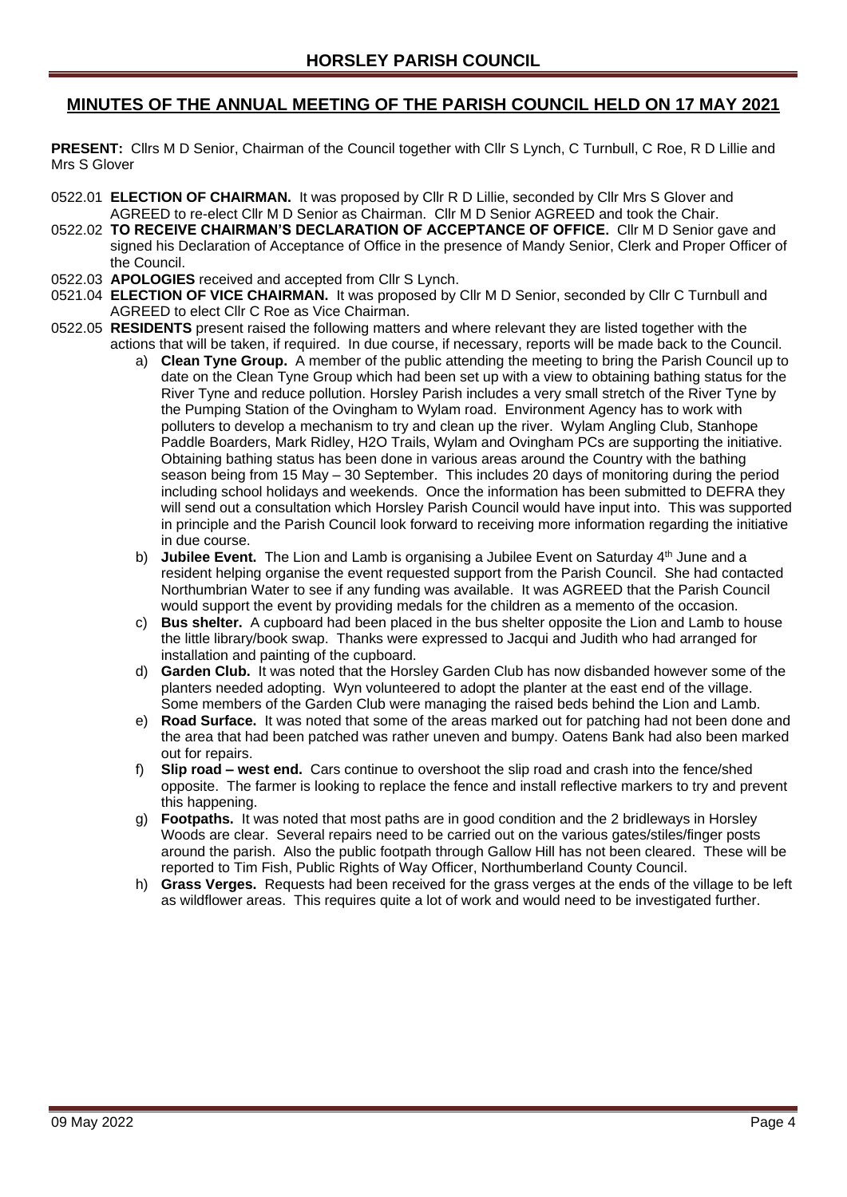# HORSLEY PARISH COUNCIL

## MINUTES OF THE ANNUAL MEETING OF THE PARISH COUNCIL HELD ON 17 MAY 2021

**PRESENT:** Cllrs M D Senior, Chairman of the Council together with Cllr S Lynch, C Turnbull, C Roe, R D Lillie and Mrs S Glover

0522.01 **ELECTION OF CHAIRMAN.** It was proposed by Cllr R D Lillie, seconded by Cllr Mrs S Glover and AGREED to re-elect Cllr M D Senior as Chairman. Cllr M D Senior AGREED and took the Chair.

0522.02 **TO RECEIVE CHAIRMAN'S DECLARATION OF ACCEPTANCE OF OFFICE.** Cllr M D Senior gave and signed his Declaration of Acceptance of Office in the presence of Mandy Senior, Clerk and Proper Officer of the Council.

0522.03 **APOLOGIES** received and accepted from Cllr S Lynch.

0521.04 **ELECTION OF VICE CHAIRMAN.** It was proposed by Cllr M D Senior, seconded by Cllr C Turnbull and AGREED to elect Cllr C Roe as Vice Chairman.

0522.05 **RESIDENTS** present raised the following matters and where relevant they are listed together with the actions that will be taken, if required. In due course, if necessary, reports will be made back to the Council.

a) **Clean Tyne Group.** A member of the public attending the meeting to bring the Parish Council up to date on the Clean Tyne Group which had been set up with a view to obtaining bathing status for the River Tyne and reduce pollution. Horsley Parish includes a very small stretch of the River Tyne by the Pumping Station of the Ovingham to Wylam road. Environment Agency has to work with polluters to develop a mechanism to try and clean up the river. Wylam Angling Club, Stanhope Paddle Boarders, Mark Ridley, H2O Trails, Wylam and Ovingham PCs are supporting the initiative. Obtaining bathing status has been done in various areas around the Country with the bathing season being from 15 May – 30 September. This includes 20 days of monitoring during the period including school holidays and weekends. Once the information has been submitted to DEFRA they will send out a consultation which Horsley Parish Council would have input into. This was supported in principle and the Parish Council look forward to receiving more information regarding the initiative in due course.

b) **Jubilee Event.** The Lion and Lamb is organising a Jubilee Event on Saturday 4th June and a resident helping organise the event requested support from the Parish Council. She had contacted Northumbrian Water to see if any funding was available. It was AGREED that the Parish Council would support the event by providing medals for the children as a memento of the occasion.

c) **Bus shelter.** A cupboard had been placed in the bus shelter opposite the Lion and Lamb to house the little library/book swap. Thanks were expressed to Jacqui and Judith who had arranged for installation and painting of the cupboard.

d) **Garden Club.** It was noted that the Horsley Garden Club has now disbanded however some of the planters needed adopting. Wyn volunteered to adopt the planter at the east end of the village. Some members of the Garden Club were managing the raised beds behind the Lion and Lamb.

e) **Road Surface.** It was noted that some of the areas marked out for patching had not been done and the area that had been patched was rather uneven and bumpy. Oatens Bank had also been marked out for repairs.

f) **Slip road – west end.** Cars continue to overshoot the slip road and crash into the fence/shed opposite. The farmer is looking to replace the fence and install reflective markers to try and prevent this happening.

g) **Footpaths.** It was noted that most paths are in good condition and the 2 bridleways in Horsley Woods are clear. Several repairs need to be carried out on the various gates/stiles/finger posts around the parish. Also the public footpath through Gallow Hill has not been cleared. These will be reported to Tim Fish, Public Rights of Way Officer, Northumberland County Council.

h) **Grass Verges.** Requests had been received for the grass verges at the ends of the village to be left as wildflower areas. This requires quite a lot of work and would need to be investigated further.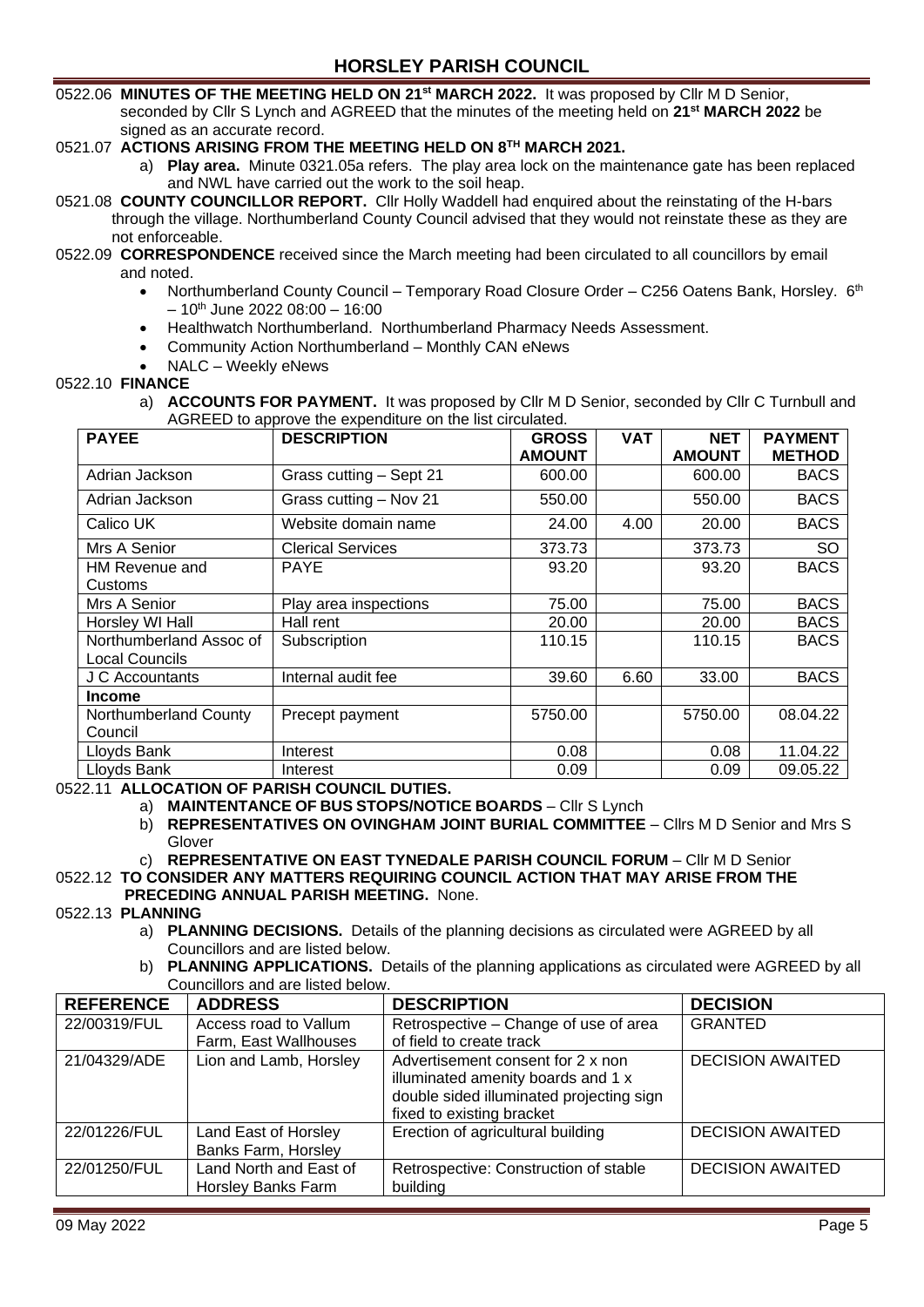0522.06 **MINUTES OF THE MEETING HELD ON 21st MARCH 2022.** It was proposed by Cllr M D Senior, seconded by Cllr S Lynch and AGREED that the minutes of the meeting held on **21st MARCH 2022** be signed as an accurate record.

0521.07 **ACTIONS ARISING FROM THE MEETING HELD ON 8TH MARCH 2021.**

a) **Play area.** Minute 0321.05a refers. The play area lock on the maintenance gate has been replaced and NWL have carried out the work to the soil heap.

0521.08 **COUNTY COUNCILLOR REPORT.** Cllr Holly Waddell had enquired about the reinstating of the H-bars through the village. Northumberland County Council advised that they would not reinstate these as they are not enforceable.

0522.09 **CORRESPONDENCE** received since the March meeting had been circulated to all councillors by email and noted.

- Northumberland County Council – Temporary Road Closure Order – C256 Oatens Bank, Horsley. 6th – 10th June 2022 08:00 – 16:00
- Healthwatch Northumberland. Northumberland Pharmacy Needs Assessment.
- Community Action Northumberland – Monthly CAN eNews
- NALC – Weekly eNews

0522.10 **FINANCE**

a) **ACCOUNTS FOR PAYMENT.** It was proposed by Cllr M D Senior, seconded by Cllr C Turnbull and AGREED to approve the expenditure on the list circulated.

| PAYEE | DESCRIPTION | GROSS AMOUNT | VAT | NET AMOUNT | PAYMENT METHOD |
|---|---|---|---|---|---|
| Adrian Jackson | Grass cutting – Sept 21 | 600.00 | | 600.00 | BACS |
| Adrian Jackson | Grass cutting – Nov 21 | 550.00 | | 550.00 | BACS |
| Calico UK | Website domain name | 24.00 | 4.00 | 20.00 | BACS |
| Mrs A Senior | Clerical Services | 373.73 | | 373.73 | SO |
| HM Revenue and Customs | PAYE | 93.20 | | 93.20 | BACS |
| Mrs A Senior | Play area inspections | 75.00 | | 75.00 | BACS |
| Horsley WI Hall | Hall rent | 20.00 | | 20.00 | BACS |
| Northumberland Assoc of Local Councils | Subscription | 110.15 | | 110.15 | BACS |
| J C Accountants | Internal audit fee | 39.60 | 6.60 | 33.00 | BACS |
| **Income** | | | | | |
| Northumberland County Council | Precept payment | 5750.00 | | 5750.00 | 08.04.22 |
| Lloyds Bank | Interest | 0.08 | | 0.08 | 11.04.22 |
| Lloyds Bank | Interest | 0.09 | | 0.09 | 09.05.22 |

0522.11 **ALLOCATION OF PARISH COUNCIL DUTIES.**

a) **MAINTENANCE OF BUS STOPS/NOTICE BOARDS** – Cllr S Lynch

b) **REPRESENTATIVES ON OVINGHAM JOINT BURIAL COMMITTEE** – Cllrs M D Senior and Mrs S Glover

c) **REPRESENTATIVE ON EAST TYNEDALE PARISH COUNCIL FORUM** – Cllr M D Senior

0522.12 **TO CONSIDER ANY MATTERS REQUIRING COUNCIL ACTION THAT MAY ARISE FROM THE PRECEDING ANNUAL PARISH MEETING.** None.

0522.13 **PLANNING**

a) **PLANNING DECISIONS.** Details of the planning decisions as circulated were AGREED by all Councillors and are listed below.

b) **PLANNING APPLICATIONS.** Details of the planning applications as circulated were AGREED by all Councillors and are listed below.

| REFERENCE | ADDRESS | DESCRIPTION | DECISION |
|---|---|---|---|
| 22/00319/FUL | Access road to Vallum Farm, East Wallhouses | Retrospective – Change of use of area of field to create track | GRANTED |
| 21/04329/ADE | Lion and Lamb, Horsley | Advertisement consent for 2 x non illuminated amenity boards and 1 x double sided illuminated projecting sign fixed to existing bracket | DECISION AWAITED |
| 22/01226/FUL | Land East of Horsley Banks Farm, Horsley | Erection of agricultural building | DECISION AWAITED |
| 22/01250/FUL | Land North and East of Horsley Banks Farm | Retrospective: Construction of stable building | DECISION AWAITED |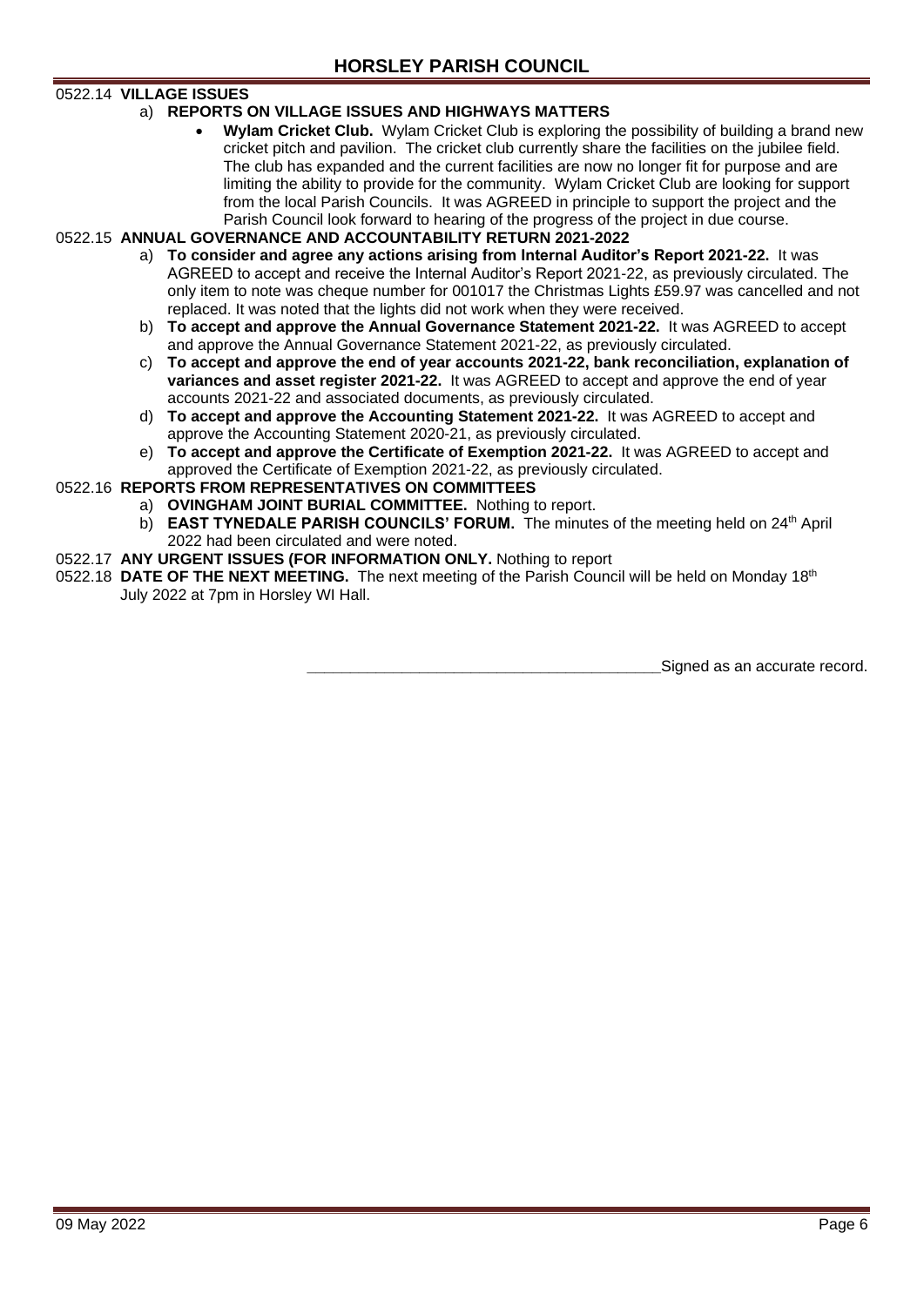0522.14 **VILLAGE ISSUES**

a) **REPORTS ON VILLAGE ISSUES AND HIGHWAYS MATTERS**

- **Wylam Cricket Club.** Wylam Cricket Club is exploring the possibility of building a brand new cricket pitch and pavilion. The cricket club currently share the facilities on the jubilee field. The club has expanded and the current facilities are now no longer fit for purpose and are limiting the ability to provide for the community. Wylam Cricket Club are looking for support from the local Parish Councils. It was AGREED in principle to support the project and the Parish Council look forward to hearing of the progress of the project in due course.

0522.15 **ANNUAL GOVERNANCE AND ACCOUNTABILITY RETURN 2021-2022**

a) **To consider and agree any actions arising from Internal Auditor's Report 2021-22.** It was AGREED to accept and receive the Internal Auditor's Report 2021-22, as previously circulated. The only item to note was cheque number for 001017 the Christmas Lights £59.97 was cancelled and not replaced. It was noted that the lights did not work when they were received.

b) **To accept and approve the Annual Governance Statement 2021-22.** It was AGREED to accept and approve the Annual Governance Statement 2021-22, as previously circulated.

c) **To accept and approve the end of year accounts 2021-22, bank reconciliation, explanation of variances and asset register 2021-22.** It was AGREED to accept and approve the end of year accounts 2021-22 and associated documents, as previously circulated.

d) **To accept and approve the Accounting Statement 2021-22.** It was AGREED to accept and approve the Accounting Statement 2020-21, as previously circulated.

e) **To accept and approve the Certificate of Exemption 2021-22.** It was AGREED to accept and approved the Certificate of Exemption 2021-22, as previously circulated.

0522.16 **REPORTS FROM REPRESENTATIVES ON COMMITTEES**

a) **OVINGHAM JOINT BURIAL COMMITTEE.** Nothing to report.

b) **EAST TYNEDALE PARISH COUNCILS' FORUM.** The minutes of the meeting held on 24th April 2022 had been circulated and were noted.

0522.17 **ANY URGENT ISSUES (FOR INFORMATION ONLY.** Nothing to report

0522.18 **DATE OF THE NEXT MEETING.** The next meeting of the Parish Council will be held on Monday 18th July 2022 at 7pm in Horsley WI Hall.

_________________________________________Signed as an accurate record.